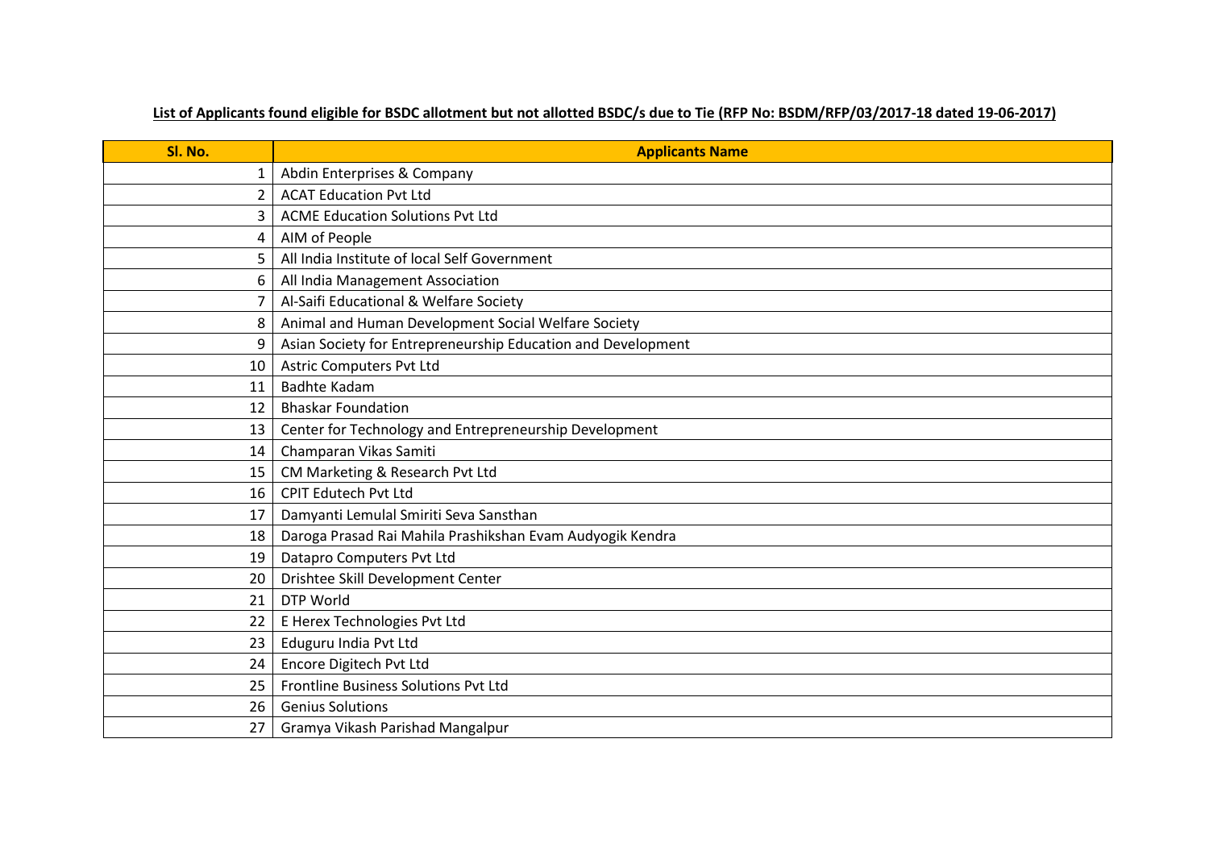**List of Applicants found eligible for BSDC allotment but not allotted BSDC/s due to Tie (RFP No: BSDM/RFP/03/2017-18 dated 19-06-2017)**

| Sl. No. | Applicants Name |
|---|---|
| 1 | Abdin Enterprises & Company |
| 2 | ACAT Education Pvt Ltd |
| 3 | ACME Education Solutions Pvt Ltd |
| 4 | AIM of People |
| 5 | All India Institute of local Self Government |
| 6 | All India Management Association |
| 7 | Al-Saifi Educational & Welfare Society |
| 8 | Animal and Human Development Social Welfare Society |
| 9 | Asian Society for Entrepreneurship Education and Development |
| 10 | Astric Computers Pvt Ltd |
| 11 | Badhte Kadam |
| 12 | Bhaskar Foundation |
| 13 | Center for Technology and Entrepreneurship Development |
| 14 | Champaran Vikas Samiti |
| 15 | CM Marketing & Research Pvt Ltd |
| 16 | CPIT Edutech Pvt Ltd |
| 17 | Damyanti Lemulal Smiriti Seva Sansthan |
| 18 | Daroga Prasad Rai Mahila Prashikshan Evam Audyogik Kendra |
| 19 | Datapro Computers Pvt Ltd |
| 20 | Drishtee Skill Development Center |
| 21 | DTP World |
| 22 | E Herex Technologies Pvt Ltd |
| 23 | Eduguru India Pvt Ltd |
| 24 | Encore Digitech Pvt Ltd |
| 25 | Frontline Business Solutions Pvt Ltd |
| 26 | Genius Solutions |
| 27 | Gramya Vikash Parishad Mangalpur |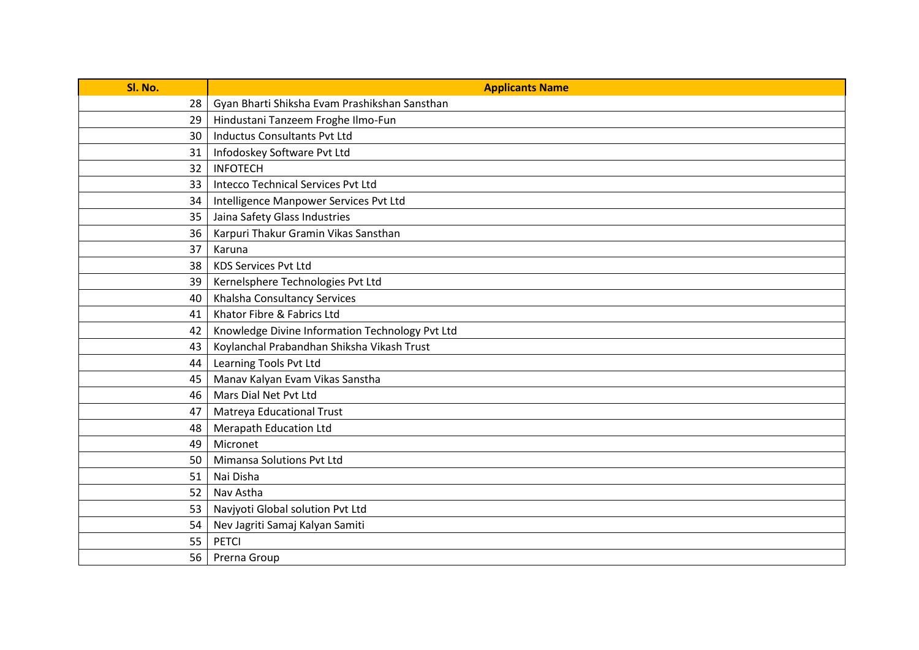| Sl. No. | Applicants Name |
|---|---|
| 28 | Gyan Bharti Shiksha Evam Prashikshan Sansthan |
| 29 | Hindustani Tanzeem Froghe Ilmo-Fun |
| 30 | Inductus Consultants Pvt Ltd |
| 31 | Infodoskey Software Pvt Ltd |
| 32 | INFOTECH |
| 33 | Intecco Technical Services Pvt Ltd |
| 34 | Intelligence Manpower Services Pvt Ltd |
| 35 | Jaina Safety Glass Industries |
| 36 | Karpuri Thakur Gramin Vikas Sansthan |
| 37 | Karuna |
| 38 | KDS Services Pvt Ltd |
| 39 | Kernelsphere Technologies Pvt Ltd |
| 40 | Khalsha Consultancy Services |
| 41 | Khator Fibre & Fabrics Ltd |
| 42 | Knowledge Divine Information Technology Pvt Ltd |
| 43 | Koylanchal Prabandhan Shiksha Vikash Trust |
| 44 | Learning Tools Pvt Ltd |
| 45 | Manav Kalyan Evam Vikas Sanstha |
| 46 | Mars Dial Net Pvt Ltd |
| 47 | Matreya Educational Trust |
| 48 | Merapath Education Ltd |
| 49 | Micronet |
| 50 | Mimansa Solutions Pvt Ltd |
| 51 | Nai Disha |
| 52 | Nav Astha |
| 53 | Navjyoti Global solution Pvt Ltd |
| 54 | Nev Jagriti Samaj Kalyan Samiti |
| 55 | PETCI |
| 56 | Prerna Group |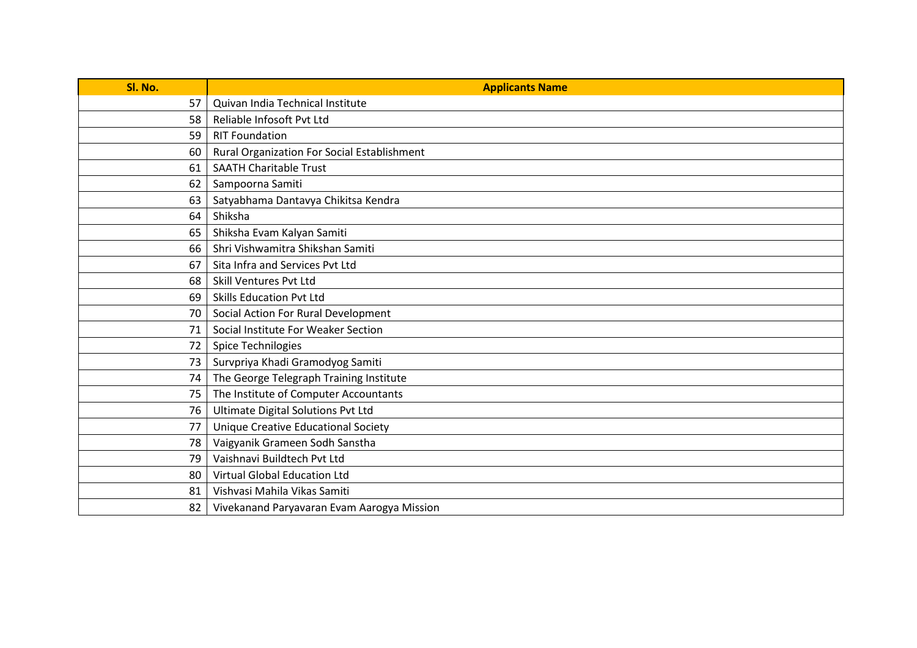| Sl. No. | Applicants Name |
|---|---|
| 57 | Quivan India Technical Institute |
| 58 | Reliable Infosoft Pvt Ltd |
| 59 | RIT Foundation |
| 60 | Rural Organization For Social Establishment |
| 61 | SAATH Charitable Trust |
| 62 | Sampoorna Samiti |
| 63 | Satyabhama Dantavya Chikitsa Kendra |
| 64 | Shiksha |
| 65 | Shiksha Evam Kalyan Samiti |
| 66 | Shri Vishwamitra Shikshan Samiti |
| 67 | Sita Infra and Services Pvt Ltd |
| 68 | Skill Ventures Pvt Ltd |
| 69 | Skills Education Pvt Ltd |
| 70 | Social Action For Rural Development |
| 71 | Social Institute For Weaker Section |
| 72 | Spice Technilogies |
| 73 | Survpriya Khadi Gramodyog Samiti |
| 74 | The George Telegraph Training Institute |
| 75 | The Institute of Computer Accountants |
| 76 | Ultimate Digital Solutions Pvt Ltd |
| 77 | Unique Creative Educational Society |
| 78 | Vaigyanik Grameen Sodh Sanstha |
| 79 | Vaishnavi Buildtech Pvt Ltd |
| 80 | Virtual Global Education Ltd |
| 81 | Vishvasi Mahila Vikas Samiti |
| 82 | Vivekanand Paryavaran Evam Aarogya Mission |